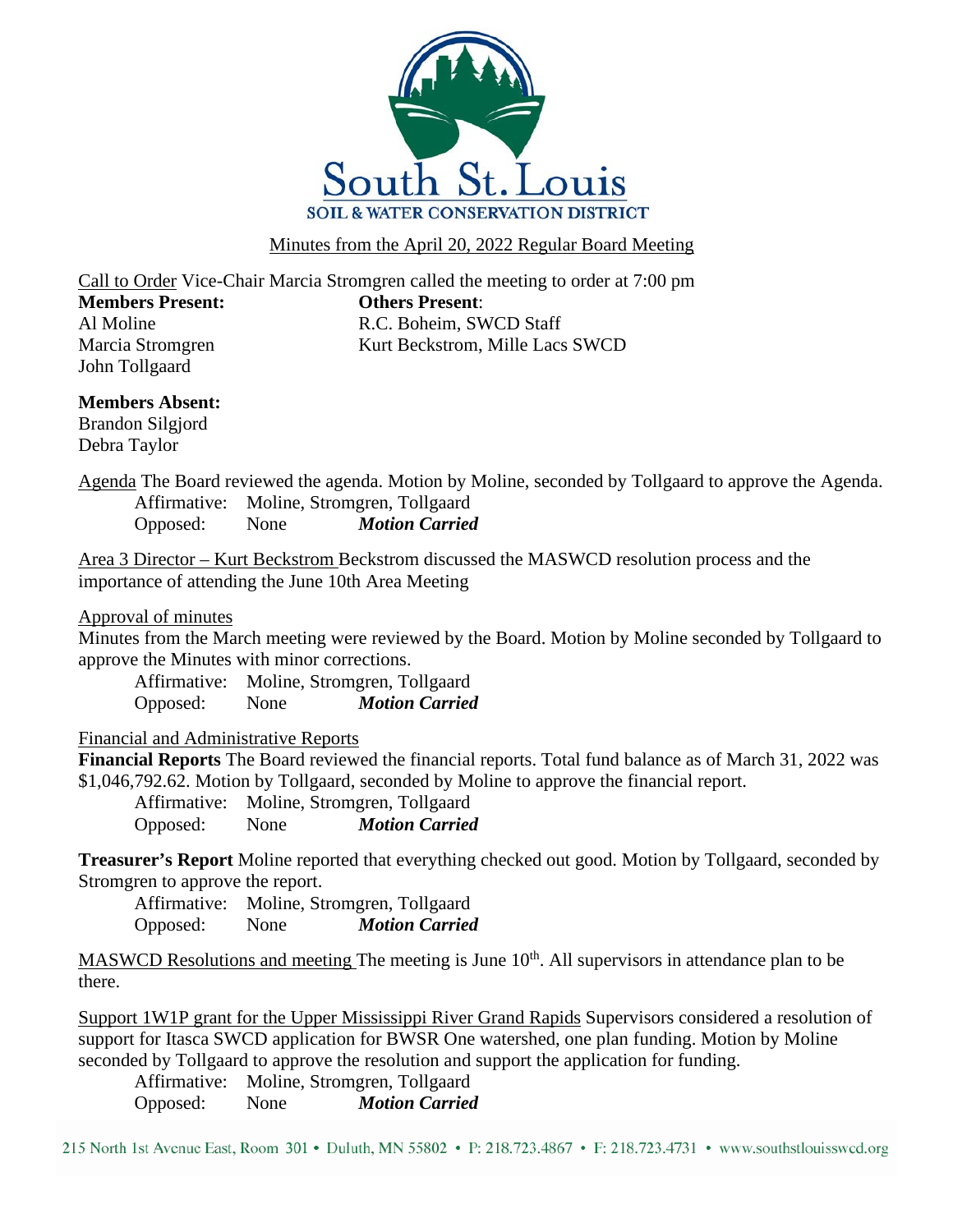# South St. Louis
## SOIL & WATER CONSERVATION DISTRICT

Minutes from the April 20, 2022 Regular Board Meeting

Call to Order Vice-Chair Marcia Stromgren called the meeting to order at 7:00 pm

**Members Present:**
Al Moline
Marcia Stromgren
John Tollgaard

**Others Present**:
R.C. Boheim, SWCD Staff
Kurt Beckstrom, Mille Lacs SWCD

**Members Absent:**
Brandon Silgjord
Debra Taylor

Agenda The Board reviewed the agenda. Motion by Moline, seconded by Tollgaard to approve the Agenda.
Affirmative: Moline, Stromgren, Tollgaard
Opposed: None ***Motion Carried***

Area 3 Director – Kurt Beckstrom Beckstrom discussed the MASWCD resolution process and the importance of attending the June 10th Area Meeting

Approval of minutes
Minutes from the March meeting were reviewed by the Board. Motion by Moline seconded by Tollgaard to approve the Minutes with minor corrections.
Affirmative: Moline, Stromgren, Tollgaard
Opposed: None ***Motion Carried***

Financial and Administrative Reports
**Financial Reports** The Board reviewed the financial reports. Total fund balance as of March 31, 2022 was $1,046,792.62. Motion by Tollgaard, seconded by Moline to approve the financial report.
Affirmative: Moline, Stromgren, Tollgaard
Opposed: None ***Motion Carried***

**Treasurer's Report** Moline reported that everything checked out good. Motion by Tollgaard, seconded by Stromgren to approve the report.
Affirmative: Moline, Stromgren, Tollgaard
Opposed: None ***Motion Carried***

MASWCD Resolutions and meeting The meeting is June 10th. All supervisors in attendance plan to be there.

Support 1W1P grant for the Upper Mississippi River Grand Rapids Supervisors considered a resolution of support for Itasca SWCD application for BWSR One watershed, one plan funding. Motion by Moline seconded by Tollgaard to approve the resolution and support the application for funding.
Affirmative: Moline, Stromgren, Tollgaard
Opposed: None ***Motion Carried***

215 North 1st Avenue East, Room 301 • Duluth, MN 55802 • P: 218.723.4867 • F: 218.723.4731 • www.southstlouisswcd.org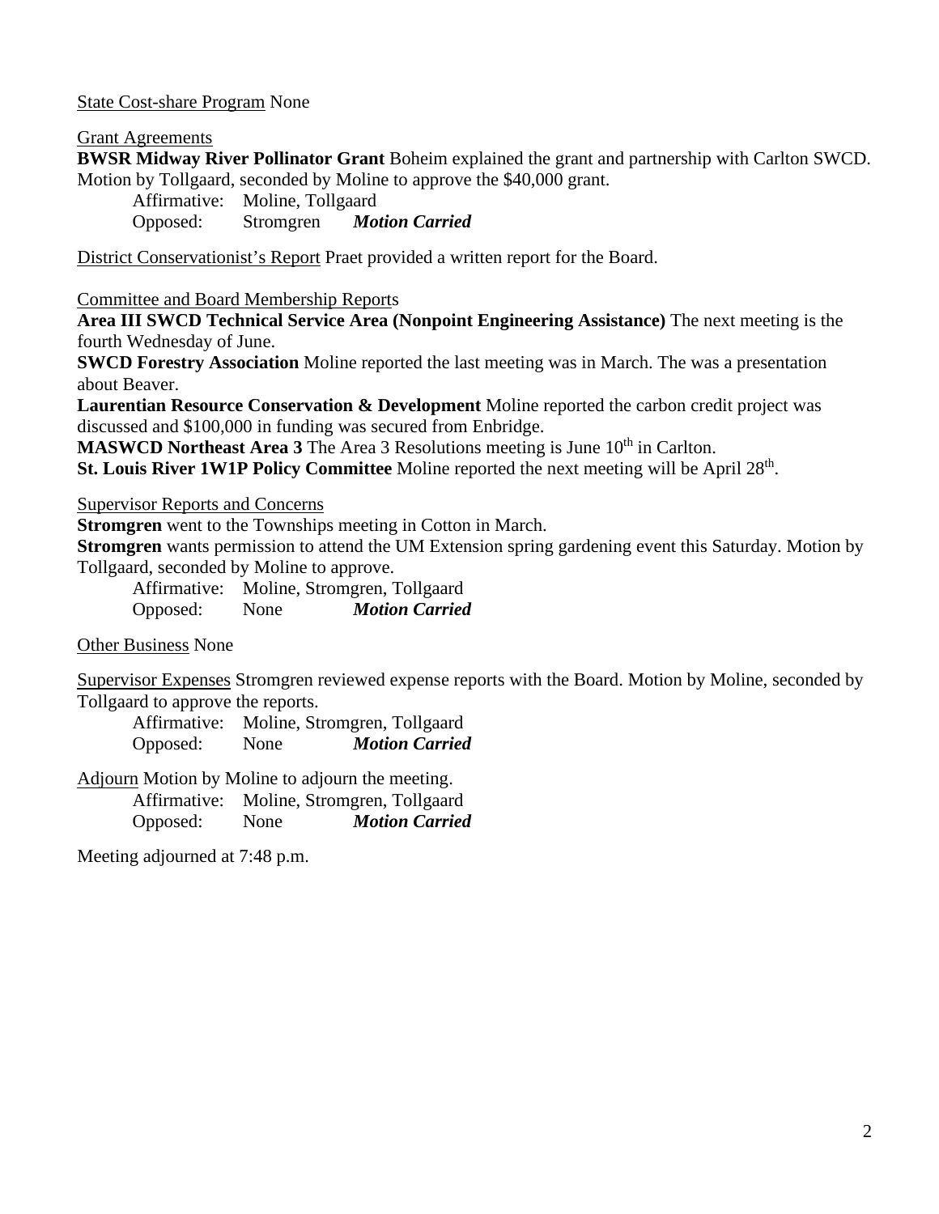State Cost-share Program None

Grant Agreements

**BWSR Midway River Pollinator Grant** Boheim explained the grant and partnership with Carlton SWCD. Motion by Tollgaard, seconded by Moline to approve the $40,000 grant.

Affirmative: Moline, Tollgaard
Opposed: Stromgren ***Motion Carried***

District Conservationist's Report Praet provided a written report for the Board.

Committee and Board Membership Reports

**Area III SWCD Technical Service Area (Nonpoint Engineering Assistance)** The next meeting is the fourth Wednesday of June.

**SWCD Forestry Association** Moline reported the last meeting was in March. The was a presentation about Beaver.

**Laurentian Resource Conservation & Development** Moline reported the carbon credit project was discussed and $100,000 in funding was secured from Enbridge.

**MASWCD Northeast Area 3** The Area 3 Resolutions meeting is June 10th in Carlton.

**St. Louis River 1W1P Policy Committee** Moline reported the next meeting will be April 28th.

Supervisor Reports and Concerns

**Stromgren** went to the Townships meeting in Cotton in March.

**Stromgren** wants permission to attend the UM Extension spring gardening event this Saturday. Motion by Tollgaard, seconded by Moline to approve.

Affirmative: Moline, Stromgren, Tollgaard
Opposed: None ***Motion Carried***

Other Business None

Supervisor Expenses Stromgren reviewed expense reports with the Board. Motion by Moline, seconded by Tollgaard to approve the reports.

Affirmative: Moline, Stromgren, Tollgaard
Opposed: None ***Motion Carried***

Adjourn Motion by Moline to adjourn the meeting.

Affirmative: Moline, Stromgren, Tollgaard
Opposed: None ***Motion Carried***

Meeting adjourned at 7:48 p.m.